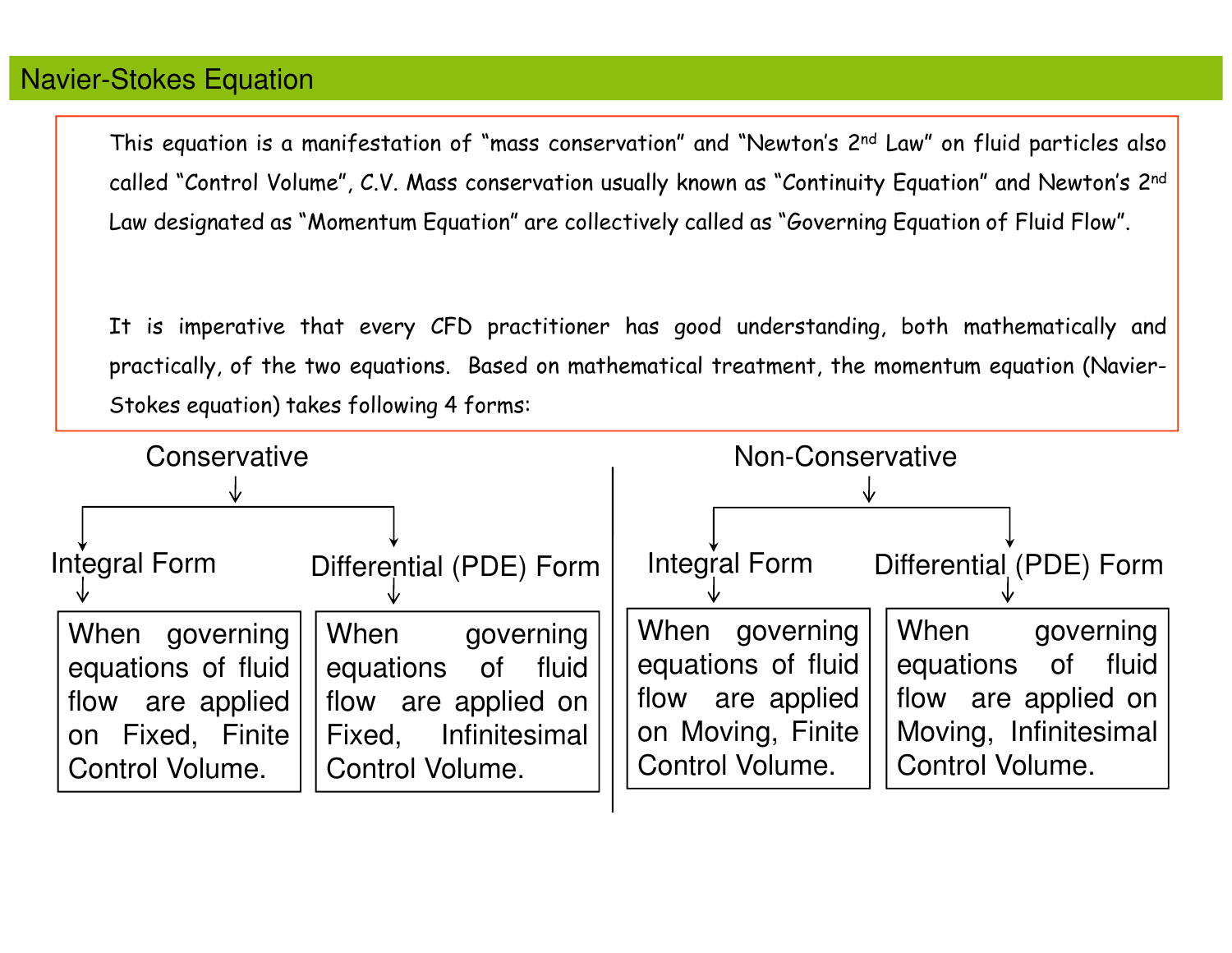## Navier-Stokes Equation

This equation is a manifestation of "mass conservation" and "Newton's 2nd Law" on fluid particles also called "Control Volume", C.V. Mass conservation usually known as "Continuity Equation" and Newton's 2nd Law designated as "Momentum Equation" are collectively called as "Governing Equation of Fluid Flow".

It is imperative that every CFD practitioner has good understanding, both mathematically and practically, of the two equations. Based on mathematical treatment, the momentum equation (Navier-Stokes equation) takes following 4 forms:

### Conservative

- **Integral Form**
  - When governing equations of fluid flow are applied on Fixed, Finite Control Volume.
- **Differential (PDE) Form**
  - When governing equations of fluid flow are applied on Fixed, Infinitesimal Control Volume.

### Non-Conservative

- **Integral Form**
  - When governing equations of fluid flow are applied on Moving, Finite Control Volume.
- **Differential (PDE) Form**
  - When governing equations of fluid flow are applied on Moving, Infinitesimal Control Volume.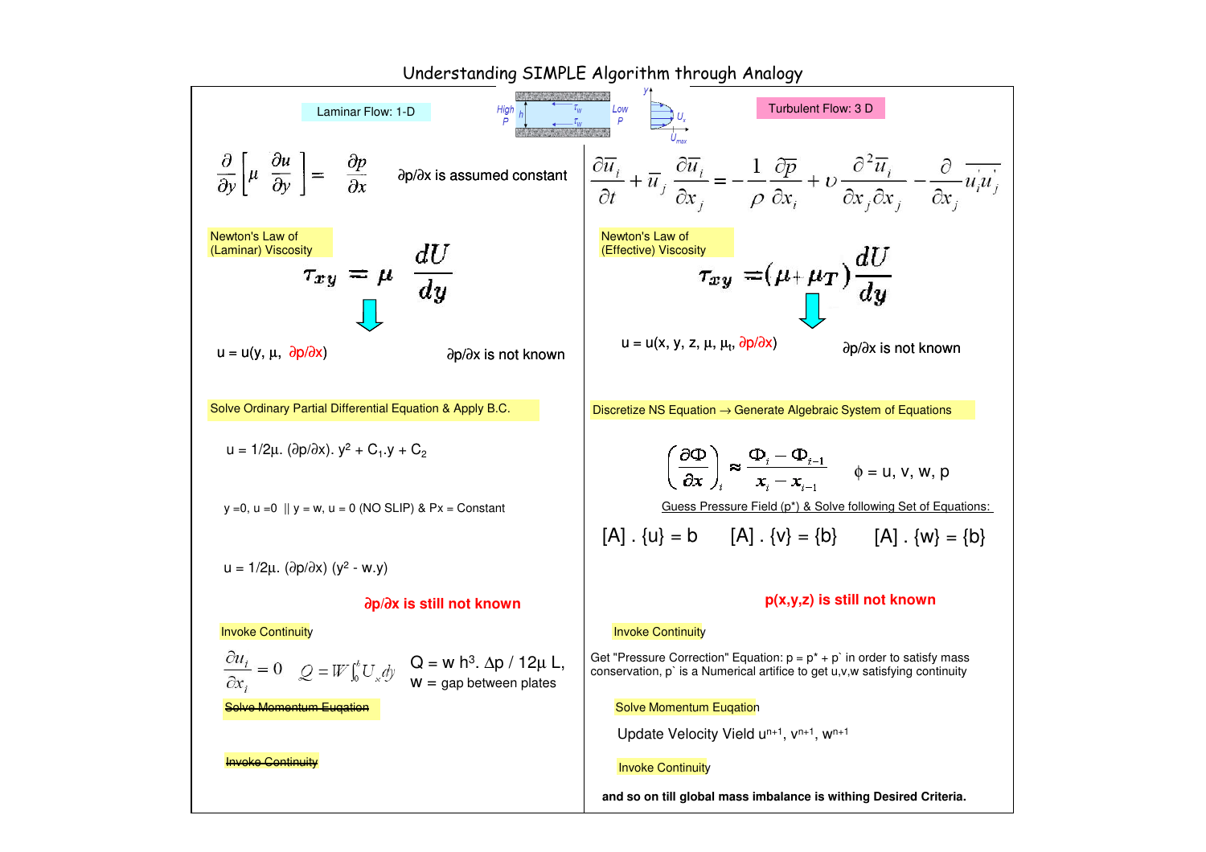# Understanding SIMPLE Algorithm through Analogy

## Laminar Flow: 1-D

$$\frac{\partial}{\partial y}\left[\mu \frac{\partial u}{\partial y}\right] = \frac{\partial p}{\partial x}$$

∂p/∂x is assumed constant

**Newton's Law of (Laminar) Viscosity**

$$\tau_{xy} = \mu \frac{dU}{dy}$$

$u = u(y, \mu, \partial p/\partial x)$

∂p/∂x is not known

**Solve Ordinary Partial Differential Equation & Apply B.C.**

$u = 1/2\mu . (\partial p/\partial x). y^2 + C_1.y + C_2$

$y = 0$, $u = 0$ || $y = w$, $u = 0$ (NO SLIP) & Px = Constant

$u = 1/2\mu . (\partial p/\partial x) (y^2 - w.y)$

**∂p/∂x is still not known**

**Invoke Continuity**

$$\frac{\partial u_i}{\partial x_i} = 0 \qquad Q = W\int_0^h U_x dy$$

$Q = w h^3 . \Delta p / 12\mu L$, w = gap between plates

~~Solve Momentum Euqation~~

~~Invoke Continuity~~

## Turbulent Flow: 3 D

$$\frac{\partial \overline{u}_i}{\partial t} + \overline{u}_j \frac{\partial \overline{u}_i}{\partial x_j} = -\frac{1}{\rho}\frac{\partial \overline{p}}{\partial x_i} + \upsilon \frac{\partial^2 \overline{u}_i}{\partial x_j \partial x_j} - \frac{\partial}{\partial x_j}\overline{u_i' u_j'}$$

**Newton's Law of (Effective) Viscosity**

$$\tau_{xy} = (\mu + \mu_T)\frac{dU}{dy}$$

$u = u(x, y, z, \mu, \mu_t, \partial p/\partial x)$

∂p/∂x is not known

**Discretize NS Equation → Generate Algebraic System of Equations**

$$\left(\frac{\partial \Phi}{\partial x}\right)_i \approx \frac{\Phi_i - \Phi_{i-1}}{x_i - x_{i-1}} \qquad \phi = u, v, w, p$$

Guess Pressure Field ($p^*$) & Solve following Set of Equations:

$[A] . \{u\} = b \qquad [A] . \{v\} = \{b\} \qquad [A] . \{w\} = \{b\}$

**p(x,y,z) is still not known**

**Invoke Continuity**

Get "Pressure Correction" Equation: $p = p^* + p'$ in order to satisfy mass conservation, $p'$ is a Numerical artifice to get u,v,w satisfying continuity

**Solve Momentum Euqation**

Update Velocity Vield $u^{n+1}$, $v^{n+1}$, $w^{n+1}$

**Invoke Continuity**

**and so on till global mass imbalance is withing Desired Criteria.**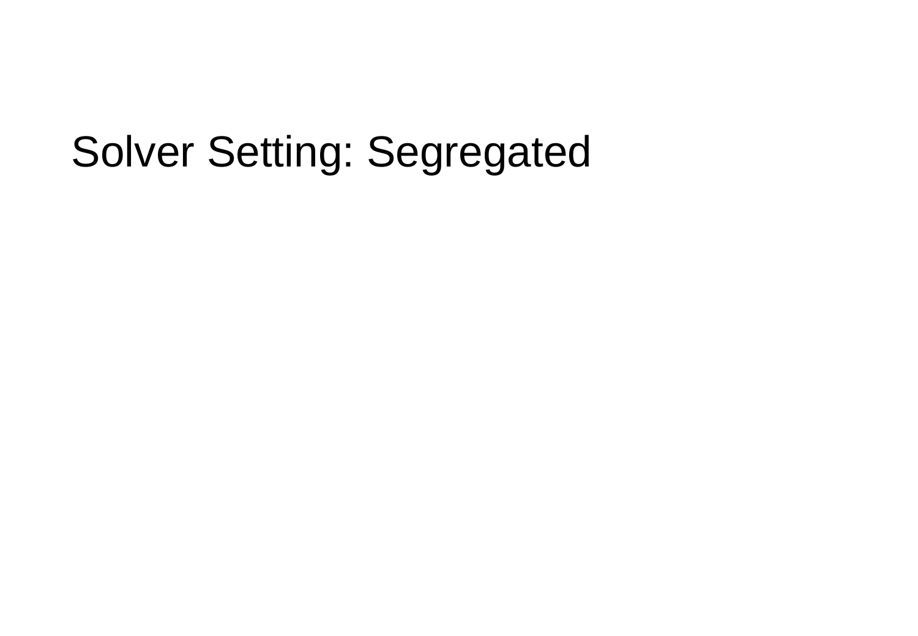# Solver Setting: Segregated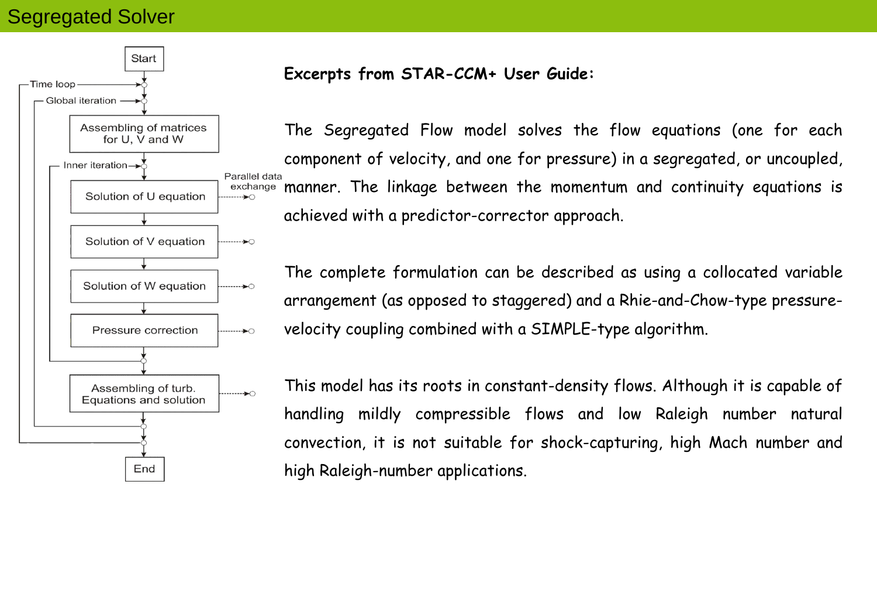# Segregated Solver

Start

Time loop

Global iteration

Assembling of matrices for U, V and W

Inner iteration

Solution of U equation

Solution of V equation

Solution of W equation

Pressure correction

Assembling of turb. Equations and solution

End

Parallel data exchange

**Excerpts from STAR-CCM+ User Guide:**

The Segregated Flow model solves the flow equations (one for each component of velocity, and one for pressure) in a segregated, or uncoupled, manner. The linkage between the momentum and continuity equations is achieved with a predictor-corrector approach.

The complete formulation can be described as using a collocated variable arrangement (as opposed to staggered) and a Rhie-and-Chow-type pressure-velocity coupling combined with a SIMPLE-type algorithm.

This model has its roots in constant-density flows. Although it is capable of handling mildly compressible flows and low Raleigh number natural convection, it is not suitable for shock-capturing, high Mach number and high Raleigh-number applications.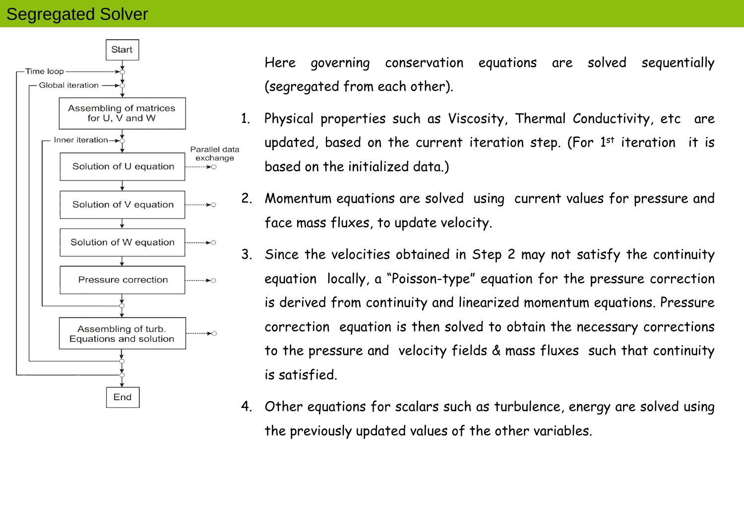# Segregated Solver

Start

Time loop

Global iteration

Assembling of matrices for U, V and W

Inner iteration

Solution of U equation

Solution of V equation

Solution of W equation

Pressure correction

Assembling of turb. Equations and solution

End

Parallel data exchange

Here governing conservation equations are solved sequentially (segregated from each other).

1. Physical properties such as Viscosity, Thermal Conductivity, etc are updated, based on the current iteration step. (For 1st iteration it is based on the initialized data.)
2. Momentum equations are solved using current values for pressure and face mass fluxes, to update velocity.
3. Since the velocities obtained in Step 2 may not satisfy the continuity equation locally, a "Poisson-type" equation for the pressure correction is derived from continuity and linearized momentum equations. Pressure correction equation is then solved to obtain the necessary corrections to the pressure and velocity fields & mass fluxes such that continuity is satisfied.
4. Other equations for scalars such as turbulence, energy are solved using the previously updated values of the other variables.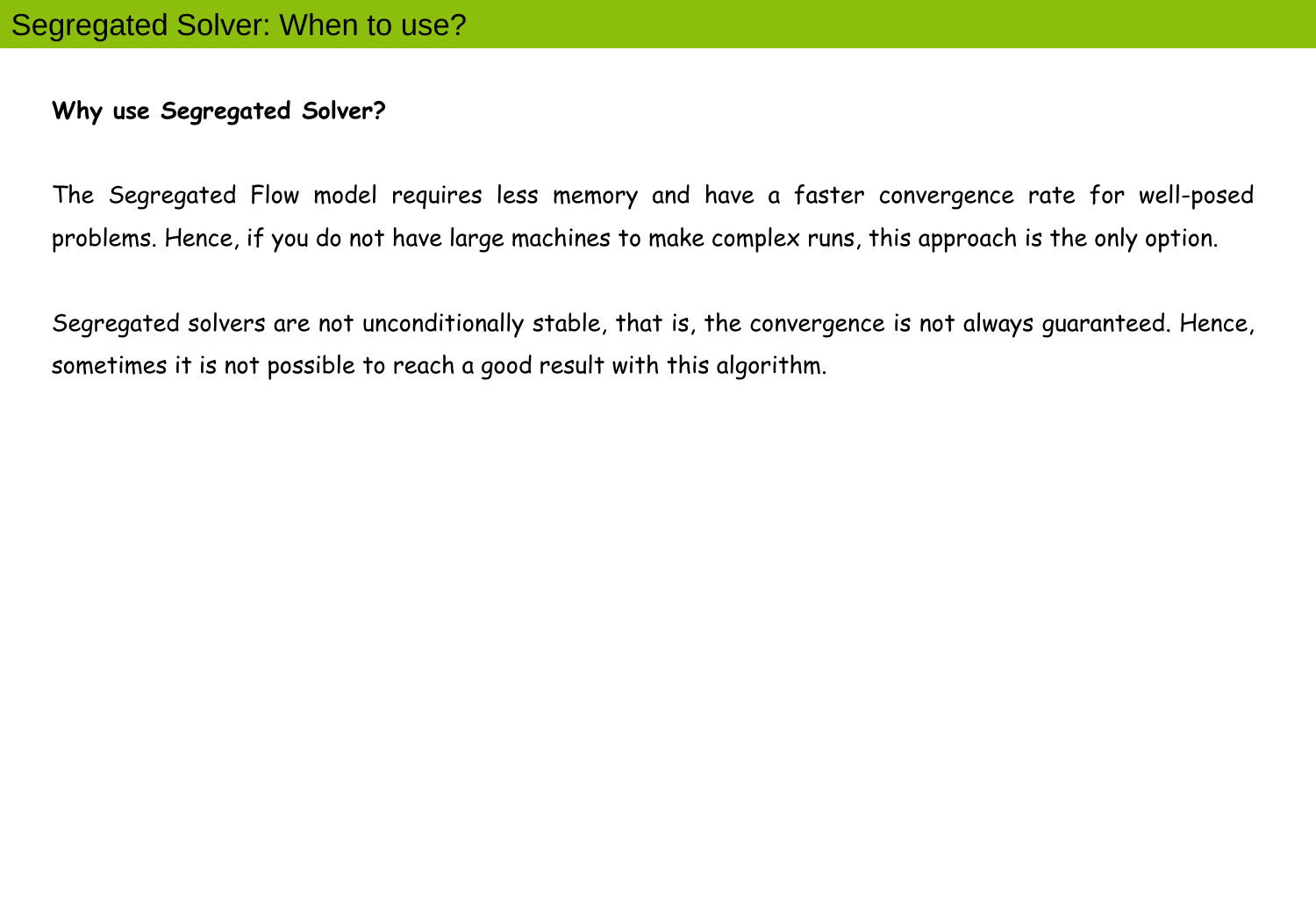# Segregated Solver: When to use?

**Why use Segregated Solver?**

The Segregated Flow model requires less memory and have a faster convergence rate for well-posed problems. Hence, if you do not have large machines to make complex runs, this approach is the only option.

Segregated solvers are not unconditionally stable, that is, the convergence is not always guaranteed. Hence, sometimes it is not possible to reach a good result with this algorithm.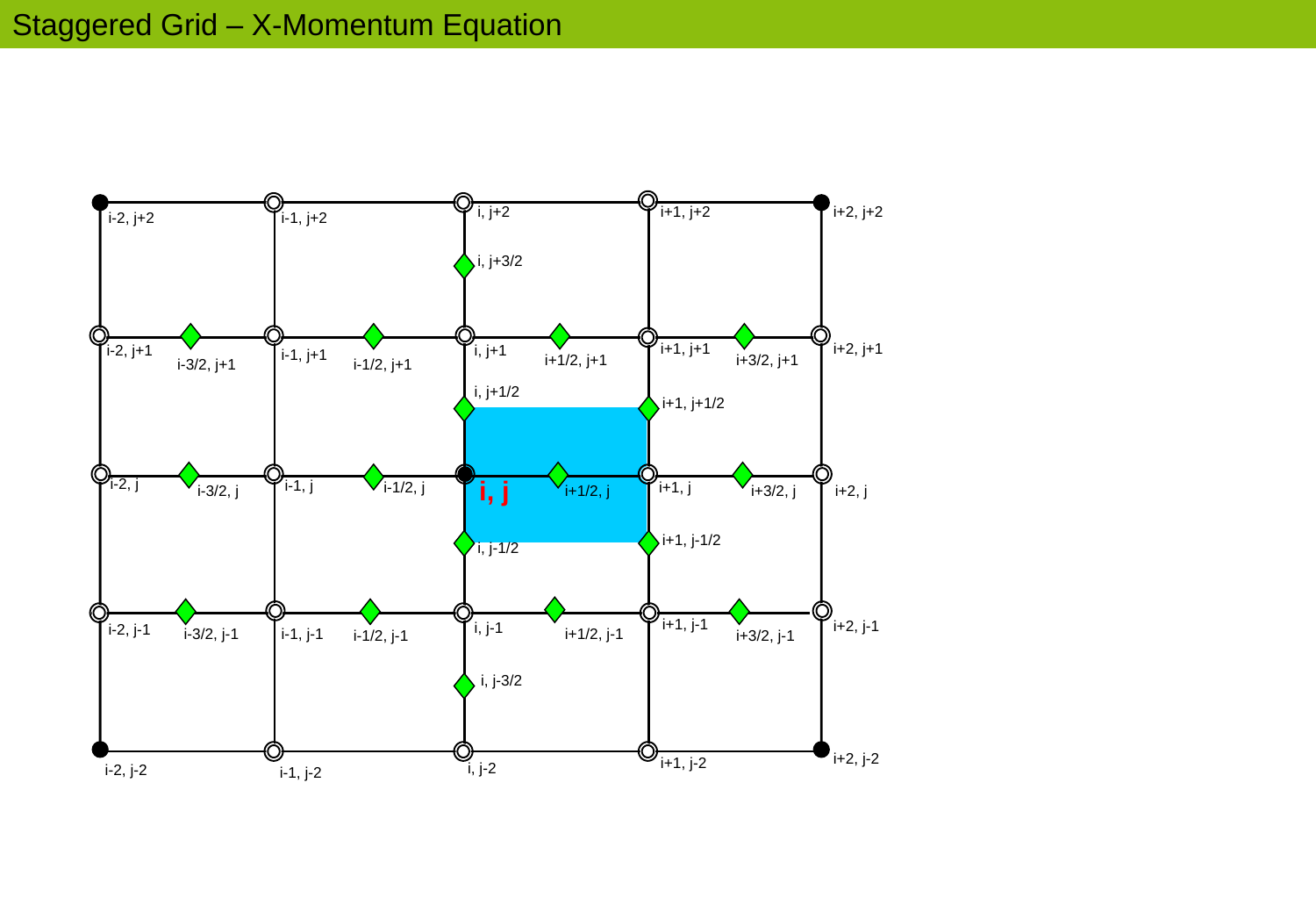# Staggered Grid – X-Momentum Equation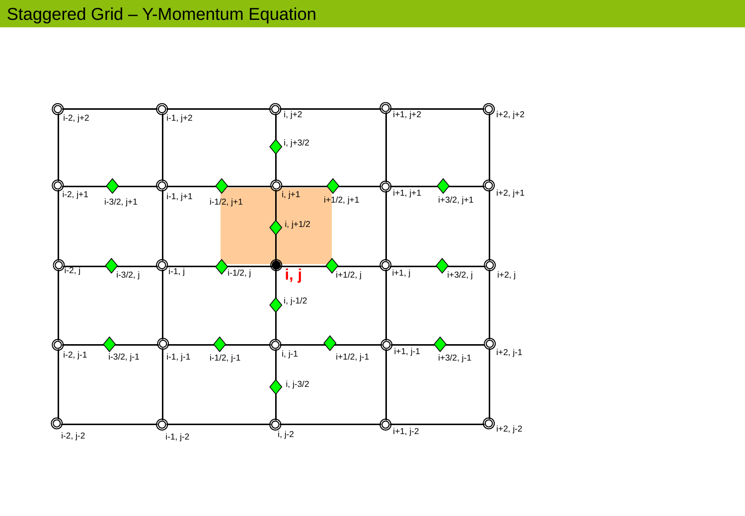# Staggered Grid – Y-Momentum Equation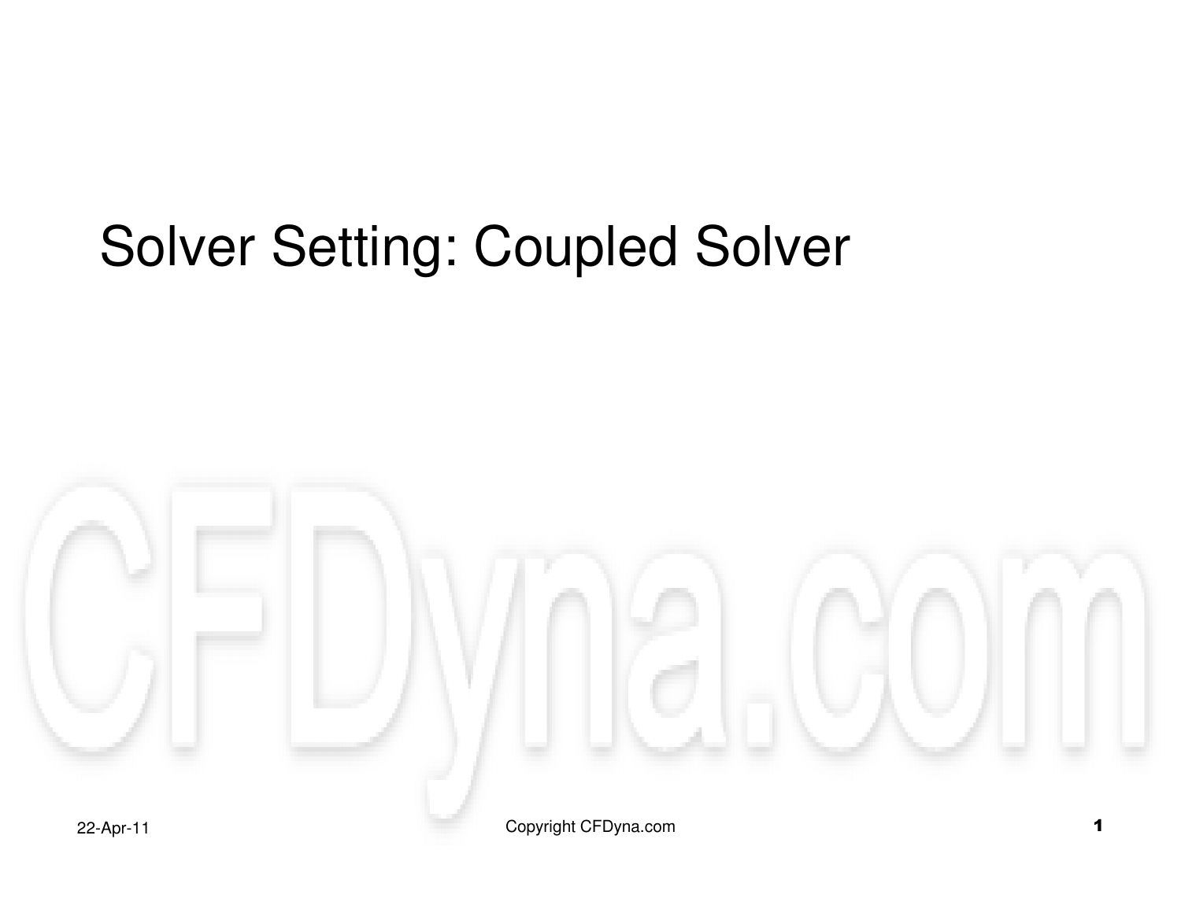# Solver Setting: Coupled Solver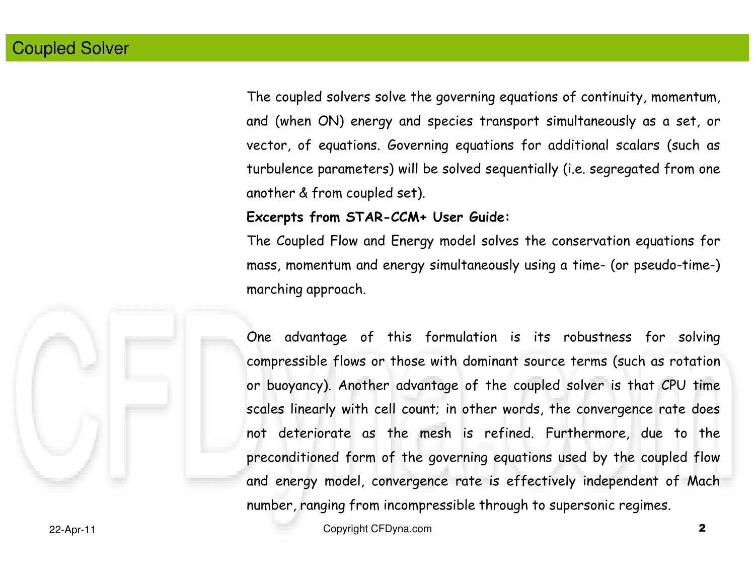# Coupled Solver

The coupled solvers solve the governing equations of continuity, momentum, and (when ON) energy and species transport simultaneously as a set, or vector, of equations. Governing equations for additional scalars (such as turbulence parameters) will be solved sequentially (i.e. segregated from one another & from coupled set).

**Excerpts from STAR-CCM+ User Guide:**

The Coupled Flow and Energy model solves the conservation equations for mass, momentum and energy simultaneously using a time- (or pseudo-time-) marching approach.

One advantage of this formulation is its robustness for solving compressible flows or those with dominant source terms (such as rotation or buoyancy). Another advantage of the coupled solver is that CPU time scales linearly with cell count; in other words, the convergence rate does not deteriorate as the mesh is refined. Furthermore, due to the preconditioned form of the governing equations used by the coupled flow and energy model, convergence rate is effectively independent of Mach number, ranging from incompressible through to supersonic regimes.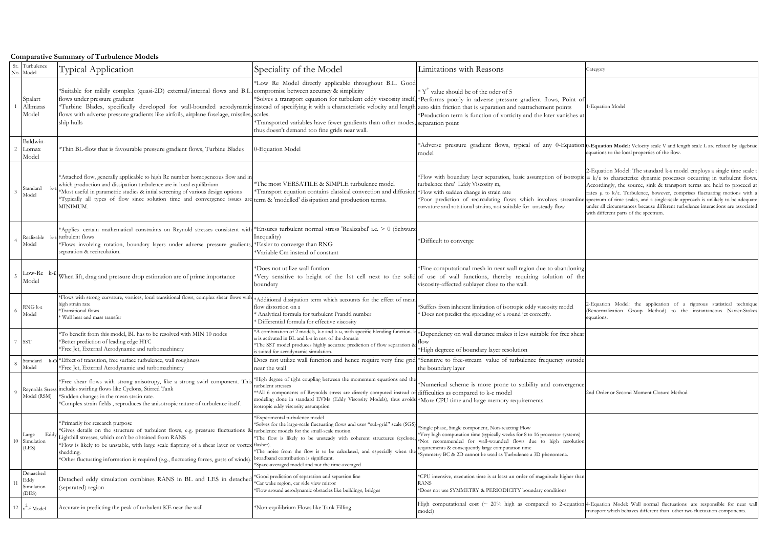**Comparative Summary of Turbulence Models**

| Sr. No. | Turbulence Model | Typical Application | Speciality of the Model | Limitations with Reasons | Category |
|---|---|---|---|---|---|
| 1 | Spalart Allmaras Model | *Suitable for mildly complex (quasi-2D) external/internal flows and B.L. flows under pressure gradient<br>*Turbine Blades, specifically developed for wall-bounded aerodynamic flows with adverse pressure gradients like airfoils, airplane fuselage, missiles, ship hulls | *Low Re Model directly applicable throughout B.L. Good compromise between accuracy & simplicity<br>*Solves a transport equation for turbulent eddy viscosity itself, instead of specifying it with a characteristic velocity and length scales.<br>*Transported variables have fewer gradients than other modes, thus doesn't demand too fine grids near wall. | * $Y^+$ value should be of the oder of 5<br>*Performs poorly in adverse pressure gradient flows, Point of zero skin friction that is separation and reattachement points<br>*Production term is function of vorticity and the later vanishes at separation point | 1-Equation Model |
| 2 | Baldwin-Lomax Model | *Thin BL-flow that is favourable pressure gradient flows, Turbine Blades | 0-Equation Model | *Adverse pressure gradient flows, typical of any 0-Equation model | **0-Equation Model:** Velocity scale V and length scale L are related by algebraic equations to the local properties of the flow. |
| 3 | Standard k-ε Model | *Attached flow, generally applicable to high Re number homogeneous flow and in which production and dissipation turbulence are in local equilibrium<br>*Most useful in parametric studies & intial screening of various design options<br>*Typically all types of flow since solution time and convergence issues are MINIMUM. | *The most VERSATILE & SIMPLE turbulence model<br>*Transport equation contains classical convection and diffusion term & 'modelled' dissipation and production terms. | *Flow with boundary layer separation, basic assumption of isotropic turbulence thru' Eddy Viscosity $m_t$<br>*Flow with sudden change in strain rate<br>*Poor prediction of recirculating flows which involves streamline curvature and rotational strains, not suitable for unsteady flow | 2-Equation Model: The standard k-ε model employs a single time scale t = k/ε to characterize dynamic processes occurring in turbulent flows. Accordingly, the source, sink & transport terms are held to proceed at rates μ to k/ε. Turbulence, however, comprises fluctuating motions with a spectrum of time scales, and a single-scale approach is unlikely to be adequate under all circumstances because different turbulence interactions are associated with different parts of the spectrum. |
| 4 | Realizable k-ε Model | *Applies certain mathematical constraints on Reynold stresses consistent with turbulent flows<br>*Flows involving rotation, boundary layers under adverse pressure gradients, separation & recirculation. | *Ensures turbulent normal stress 'Realizabel' i.e. > 0 (Schwarz Inequality)<br>*Easier to converge than RNG<br>*Variable Cm instead of constant | *Difficult to converge | |
| 5 | Low-Re k-ε Model | When lift, drag and pressure drop estimation are of prime importance | *Does not utilize wall funtion<br>*Very sensitive to height of the 1st cell next to the solid boundary | *Fine computational mesh in near wall region due to abandoning of use of wall functions, thereby requiring solution of the viscosity-affected sublayer close to the wall. | |
| 6 | RNG k-ε Model | *Flows with strong curvature, vortices, local transitional flows, complex shear flows with high strain rate<br>*Transitional flows<br>* Wall heat and mass transfer | *Additional dissipation term which accounts for the effect of mean flow distortion on ε<br>* Analytical formula for turbulent Prandtl number<br>* Differential formula for effective viscosity | *Suffers from inherent limitation of isotropic eddy viscosity model<br>* Does not predict the spreading of a round jet correctly. | 2-Equation Model: the application of a rigorous statistical technique (Renormalization Group Method) to the instantaneous Navier-Stokes equations. |
| 7 | SST | *To benefit from this model, BL has to be resolved with MIN 10 nodes<br>*Better prediction of leading edge HTC<br>*Free Jet, External Aerodynamic and turbomachinery | *A combination of 2 models, k-ε and k-ω, with specific blending function. k ω is activated in BL and k-ε in rest of the domain<br>*The SST model produces highly accurate prediction of flow separation & is suited for aerodynamic simulation. | *Dependency on wall distance makes it less suitable for free shear flow<br>*High degreee of boundary layer resolution | |
| 8 | Standard k-ω Model | *Effect of transition, free surface turbulence, wall roughness<br>*Free Jet, External Aerodynamic and turbomachinery | Does not utilize wall function and hence require very fine grid near the wall | *Sensitive to free-stream value of turbulence frequency outside the boundary layer | |
| 9 | Reynolds Stress Model (RSM) | *Free shear flows with strong anisotropy, like a strong swirl component. This includes swirling flows like Cyclons, Stirred Tank<br>*Sudden changes in the mean strain rate.<br>*Complex strain fields , reproduces the anisotropic nature of turbulence itself. | *High degree of tight coupling between the momentum equations and the turbulent stresses<br>**All 6 components of Reynolds stress are directly computed instead of modeling done in standard EVMs (Eddy Viscosity Models), thus avoids isotropic eddy viscosity assumption | *Numerical scheme is more prone to stability and convergence difficulties as compared to k-e model<br>*More CPU time and large memory requirements | 2nd Order or Second Moment Closure Method |
| 10 | Large Eddy Simulation (LES) | *Primarily for research purpose<br>*Gives details on the structure of turbulent flows, e.g. pressure fluctuations & Lighthill stresses, which can't be obtained from RANS<br>*Flow is likely to be unstable, with large scale flapping of a shear layer or vortex shedding.<br>*Other fluctuating information is required (e.g., fluctuating forces, gusts of winds). | *Experimental turbulence model<br>*Solves for the large-scale fluctuating flows and uses "sub-grid" scale (SGS) turbulence models for the small-scale motion.<br>*The flow is likely to be unsteady with coherent structures (cyclone, flasher).<br>*The noise from the flow is to be calculated, and especially when the broadband contribution is significant.<br>*Space-averaged model and not the time-averaged | *Single phase, Single component, Non-reacting Flow<br>*Very high computation time (typically weeks for 8 to 16 processor systems)<br>*Not recommended for wall-wounded flows due to high resolution requirements & consequently large computation time<br>*Symmetry BC & 2D cannot be used as Turbulence a 3D phenomena. | |
| 11 | Detaached Eddy Simulation (DES) | Detached eddy simulation combines RANS in BL and LES in detached (separated) region | *Good prediction of separation and separtion line<br>*Car wake region, car side view mirror<br>*Flow around aerodynamic obstacles like buildings, bridges | *CPU intensive, execution time is at least an order of magnitude higher than RANS<br>*Does not use SYMMETRY & PERIODICITY boundary conditions | |
| 12 | $v^2$-f Model | Accurate in predicting the peak of turbulent KE near the wall | *Non-equilibrium Flows like Tank Filling | High computational cost (~ 20% high as compared to 2-equation model) | 4-Equation Model: Wall normal fluctuations are responsible for near wall transport which behaves different than other two fluctuation components. |